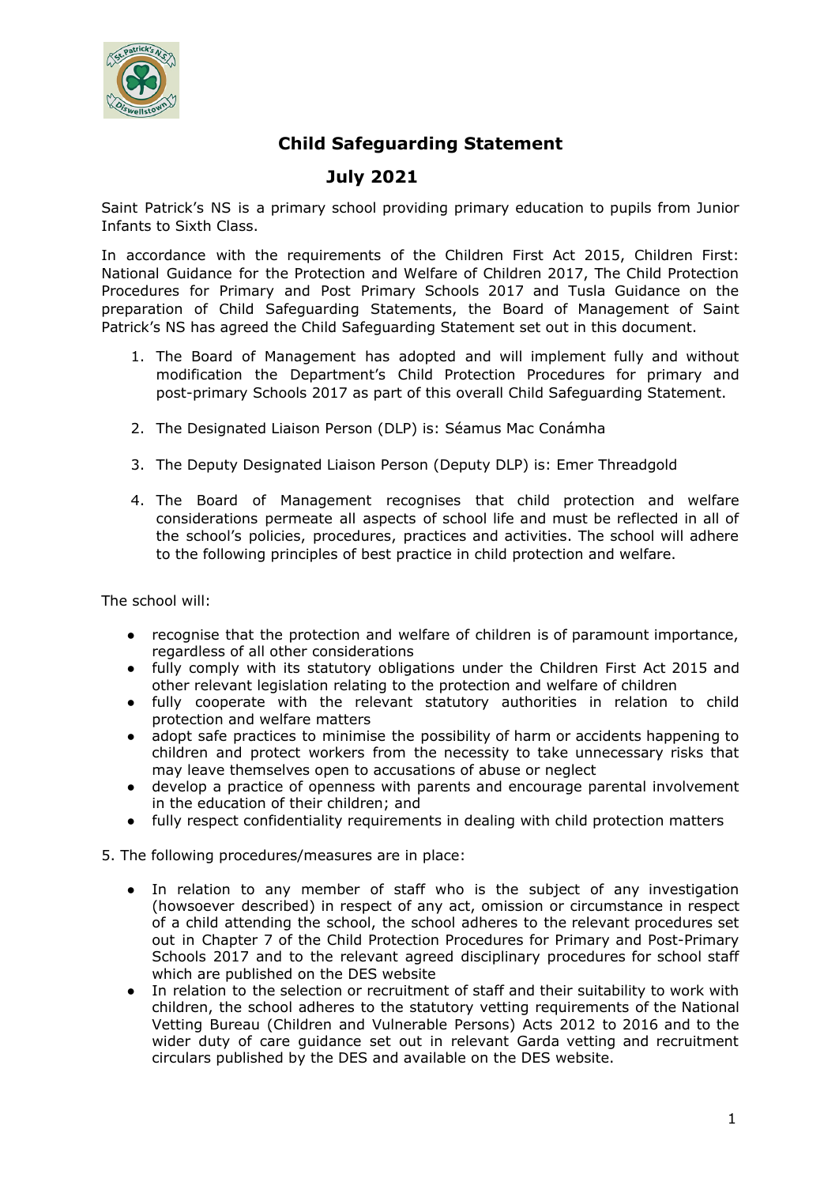# Child Safeguarding Statement

## July 2021

Saint Patrick's NS is a primary school providing primary education to pupils from Junior Infants to Sixth Class.

In accordance with the requirements of the Children First Act 2015, Children First: National Guidance for the Protection and Welfare of Children 2017, The Child Protection Procedures for Primary and Post Primary Schools 2017 and Tusla Guidance on the preparation of Child Safeguarding Statements, the Board of Management of Saint Patrick's NS has agreed the Child Safeguarding Statement set out in this document.

1. The Board of Management has adopted and will implement fully and without modification the Department's Child Protection Procedures for primary and post-primary Schools 2017 as part of this overall Child Safeguarding Statement.

2. The Designated Liaison Person (DLP) is: Séamus Mac Conámha

3. The Deputy Designated Liaison Person (Deputy DLP) is: Emer Threadgold

4. The Board of Management recognises that child protection and welfare considerations permeate all aspects of school life and must be reflected in all of the school's policies, procedures, practices and activities. The school will adhere to the following principles of best practice in child protection and welfare.

The school will:

- recognise that the protection and welfare of children is of paramount importance, regardless of all other considerations
- fully comply with its statutory obligations under the Children First Act 2015 and other relevant legislation relating to the protection and welfare of children
- fully cooperate with the relevant statutory authorities in relation to child protection and welfare matters
- adopt safe practices to minimise the possibility of harm or accidents happening to children and protect workers from the necessity to take unnecessary risks that may leave themselves open to accusations of abuse or neglect
- develop a practice of openness with parents and encourage parental involvement in the education of their children; and
- fully respect confidentiality requirements in dealing with child protection matters

5. The following procedures/measures are in place:

- In relation to any member of staff who is the subject of any investigation (howsoever described) in respect of any act, omission or circumstance in respect of a child attending the school, the school adheres to the relevant procedures set out in Chapter 7 of the Child Protection Procedures for Primary and Post-Primary Schools 2017 and to the relevant agreed disciplinary procedures for school staff which are published on the DES website
- In relation to the selection or recruitment of staff and their suitability to work with children, the school adheres to the statutory vetting requirements of the National Vetting Bureau (Children and Vulnerable Persons) Acts 2012 to 2016 and to the wider duty of care guidance set out in relevant Garda vetting and recruitment circulars published by the DES and available on the DES website.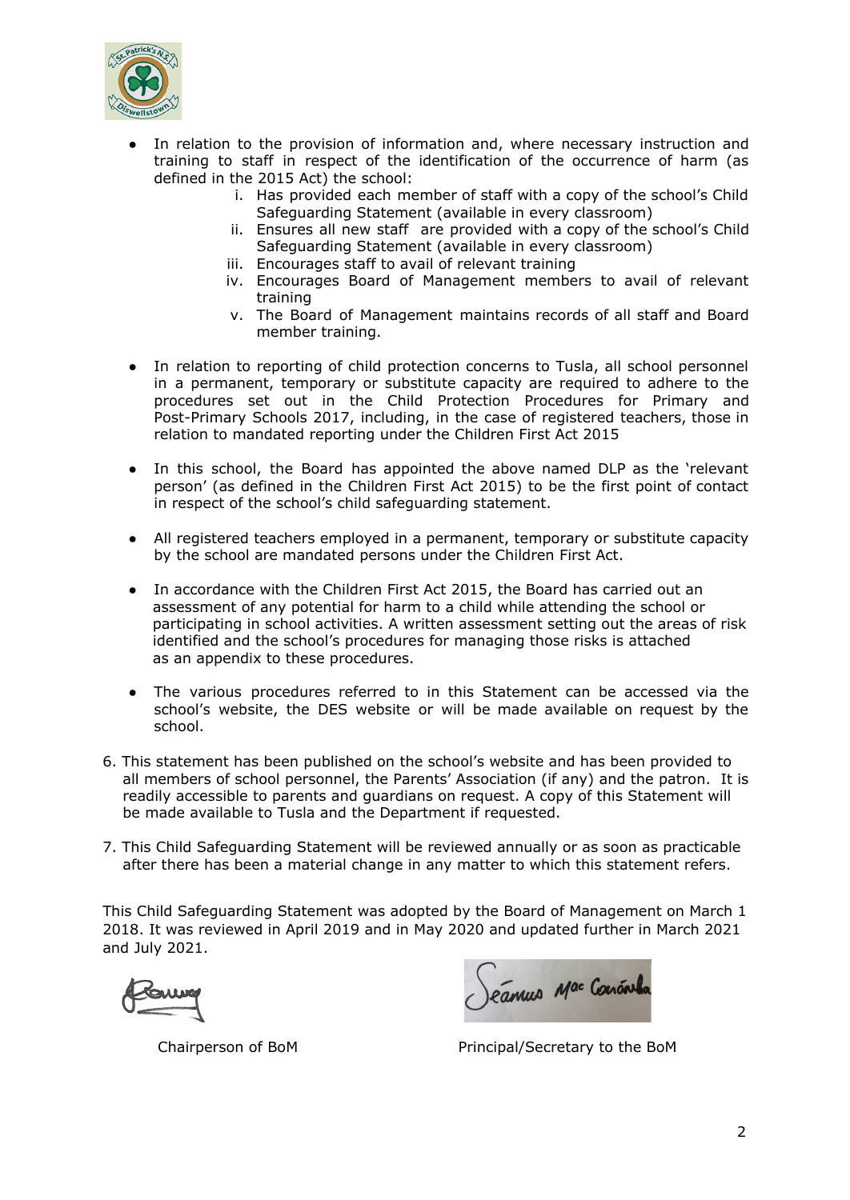- In relation to the provision of information and, where necessary instruction and training to staff in respect of the identification of the occurrence of harm (as defined in the 2015 Act) the school:
    - i. Has provided each member of staff with a copy of the school's Child Safeguarding Statement (available in every classroom)
    - ii. Ensures all new staff are provided with a copy of the school's Child Safeguarding Statement (available in every classroom)
    - iii. Encourages staff to avail of relevant training
    - iv. Encourages Board of Management members to avail of relevant training
    - v. The Board of Management maintains records of all staff and Board member training.

- In relation to reporting of child protection concerns to Tusla, all school personnel in a permanent, temporary or substitute capacity are required to adhere to the procedures set out in the Child Protection Procedures for Primary and Post-Primary Schools 2017, including, in the case of registered teachers, those in relation to mandated reporting under the Children First Act 2015

- In this school, the Board has appointed the above named DLP as the 'relevant person' (as defined in the Children First Act 2015) to be the first point of contact in respect of the school's child safeguarding statement.

- All registered teachers employed in a permanent, temporary or substitute capacity by the school are mandated persons under the Children First Act.

- In accordance with the Children First Act 2015, the Board has carried out an assessment of any potential for harm to a child while attending the school or participating in school activities. A written assessment setting out the areas of risk identified and the school's procedures for managing those risks is attached as an appendix to these procedures.

- The various procedures referred to in this Statement can be accessed via the school's website, the DES website or will be made available on request by the school.

6. This statement has been published on the school's website and has been provided to all members of school personnel, the Parents' Association (if any) and the patron. It is readily accessible to parents and guardians on request. A copy of this Statement will be made available to Tusla and the Department if requested.

7. This Child Safeguarding Statement will be reviewed annually or as soon as practicable after there has been a material change in any matter to which this statement refers.

This Child Safeguarding Statement was adopted by the Board of Management on March 1 2018. It was reviewed in April 2019 and in May 2020 and updated further in March 2021 and July 2021.

Chairperson of BoM

Principal/Secretary to the BoM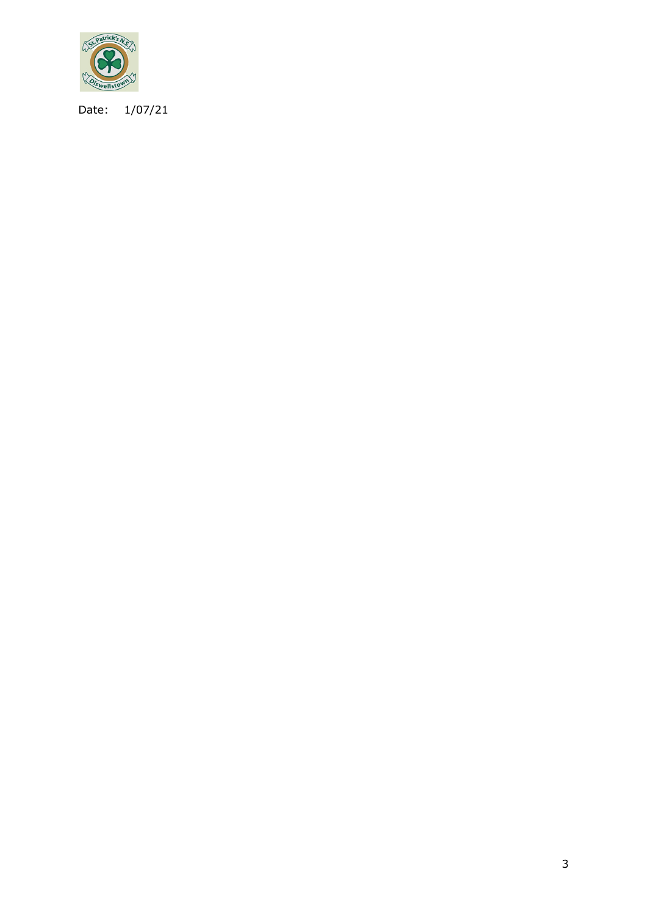Date: 1/07/21